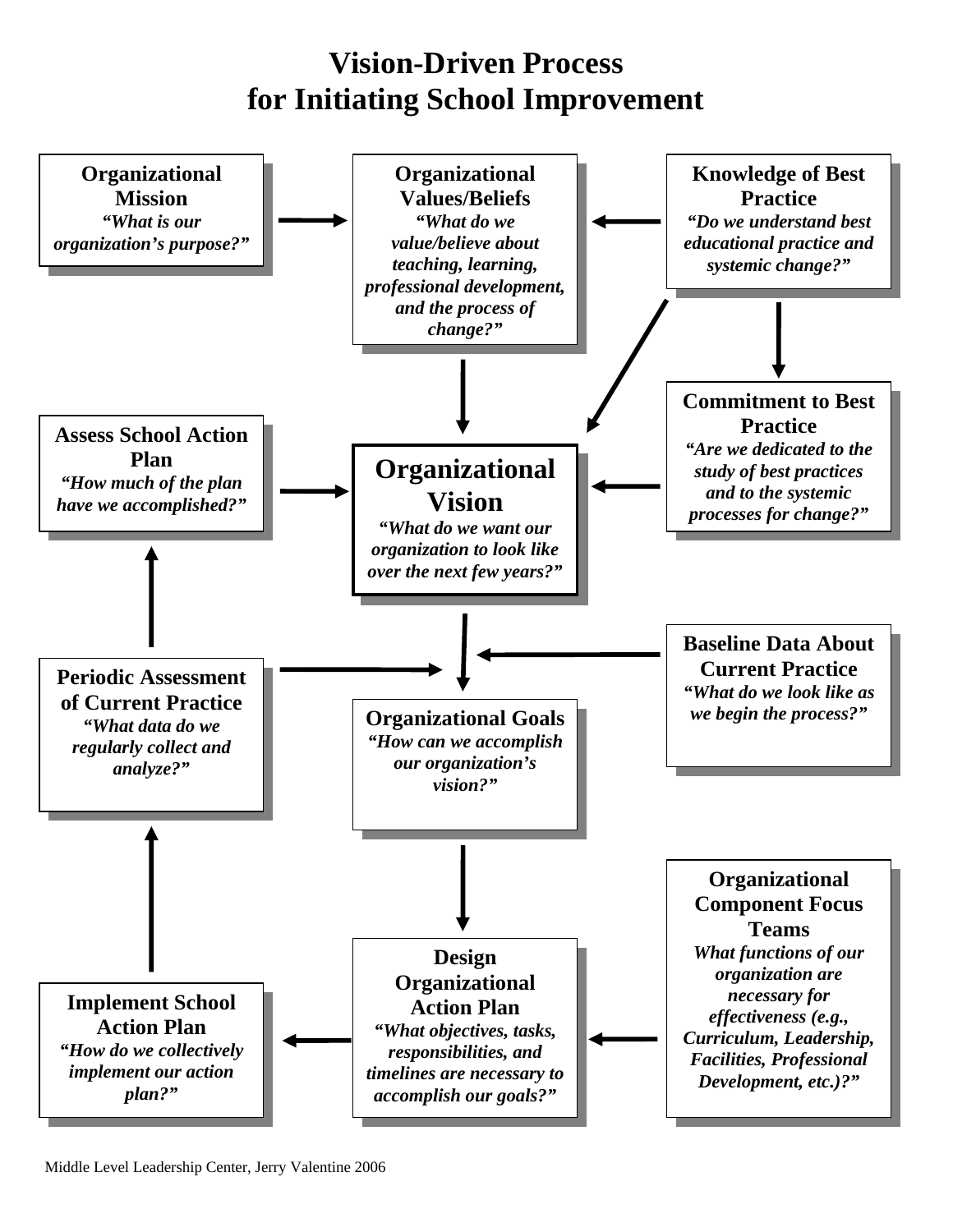# Vision-Driven Process for Initiating School Improvement

**Organizational Mission**
*"What is our organization's purpose?"*

**Organizational Values/Beliefs**
*"What do we value/believe about teaching, learning, professional development, and the process of change?"*

**Knowledge of Best Practice**
*"Do we understand best educational practice and systemic change?"*

**Commitment to Best Practice**
*"Are we dedicated to the study of best practices and to the systemic processes for change?"*

**Assess School Action Plan**
*"How much of the plan have we accomplished?"*

**Organizational Vision**
*"What do we want our organization to look like over the next few years?"*

**Baseline Data About Current Practice**
*"What do we look like as we begin the process?"*

**Periodic Assessment of Current Practice**
*"What data do we regularly collect and analyze?"*

**Organizational Goals**
*"How can we accomplish our organization's vision?"*

**Organizational Component Focus Teams**
*What functions of our organization are necessary for effectiveness (e.g., Curriculum, Leadership, Facilities, Professional Development, etc.)?"*

**Design Organizational Action Plan**
*"What objectives, tasks, responsibilities, and timelines are necessary to accomplish our goals?"*

**Implement School Action Plan**
*"How do we collectively implement our action plan?"*

Middle Level Leadership Center, Jerry Valentine 2006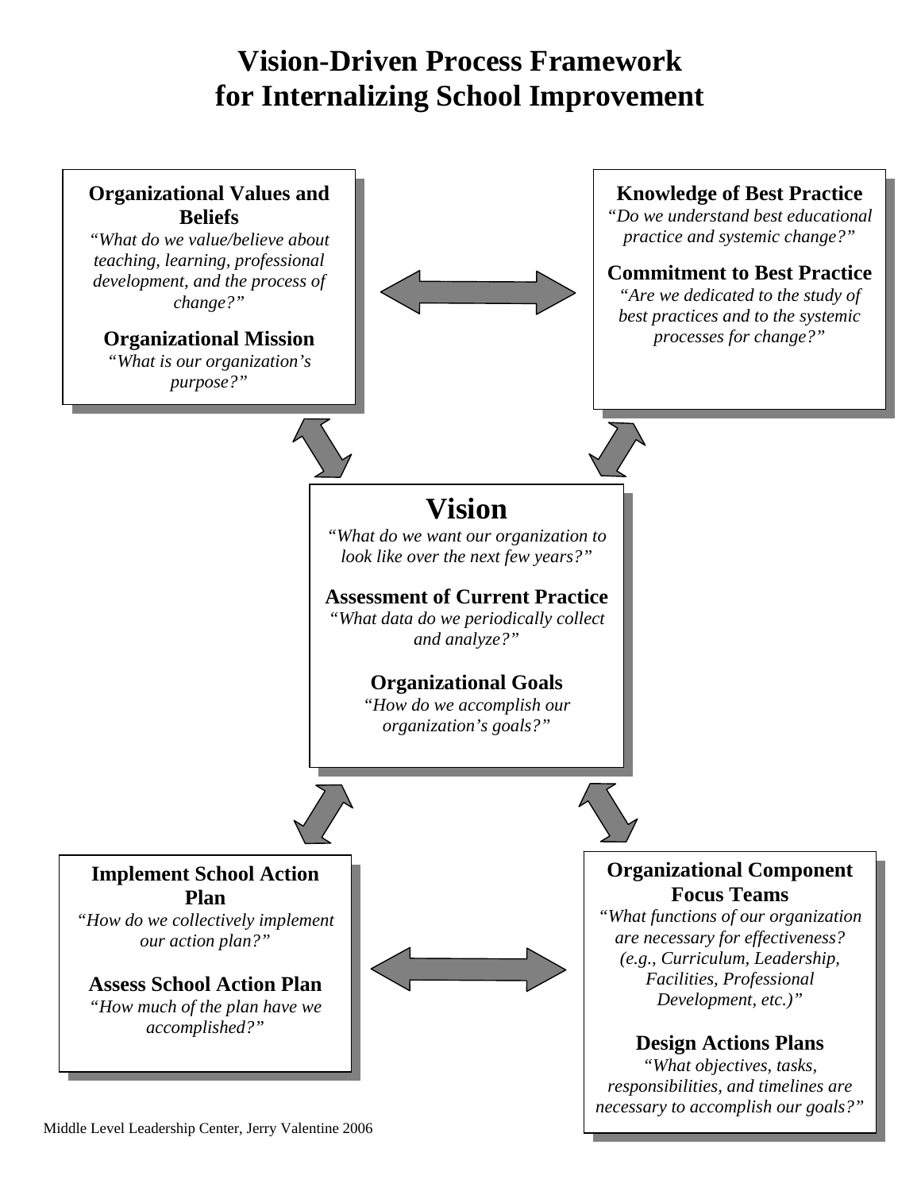# Vision-Driven Process Framework for Internalizing School Improvement

**Organizational Values and Beliefs**
*"What do we value/believe about teaching, learning, professional development, and the process of change?"*

**Organizational Mission**
*"What is our organization's purpose?"*

**Knowledge of Best Practice**
*"Do we understand best educational practice and systemic change?"*

**Commitment to Best Practice**
*"Are we dedicated to the study of best practices and to the systemic processes for change?"*

## Vision
*"What do we want our organization to look like over the next few years?"*

**Assessment of Current Practice**
*"What data do we periodically collect and analyze?"*

**Organizational Goals**
*"How do we accomplish our organization's goals?"*

**Implement School Action Plan**
*"How do we collectively implement our action plan?"*

**Assess School Action Plan**
*"How much of the plan have we accomplished?"*

**Organizational Component Focus Teams**
*"What functions of our organization are necessary for effectiveness? (e.g., Curriculum, Leadership, Facilities, Professional Development, etc.)"*

**Design Actions Plans**
*"What objectives, tasks, responsibilities, and timelines are necessary to accomplish our goals?"*

Middle Level Leadership Center, Jerry Valentine 2006